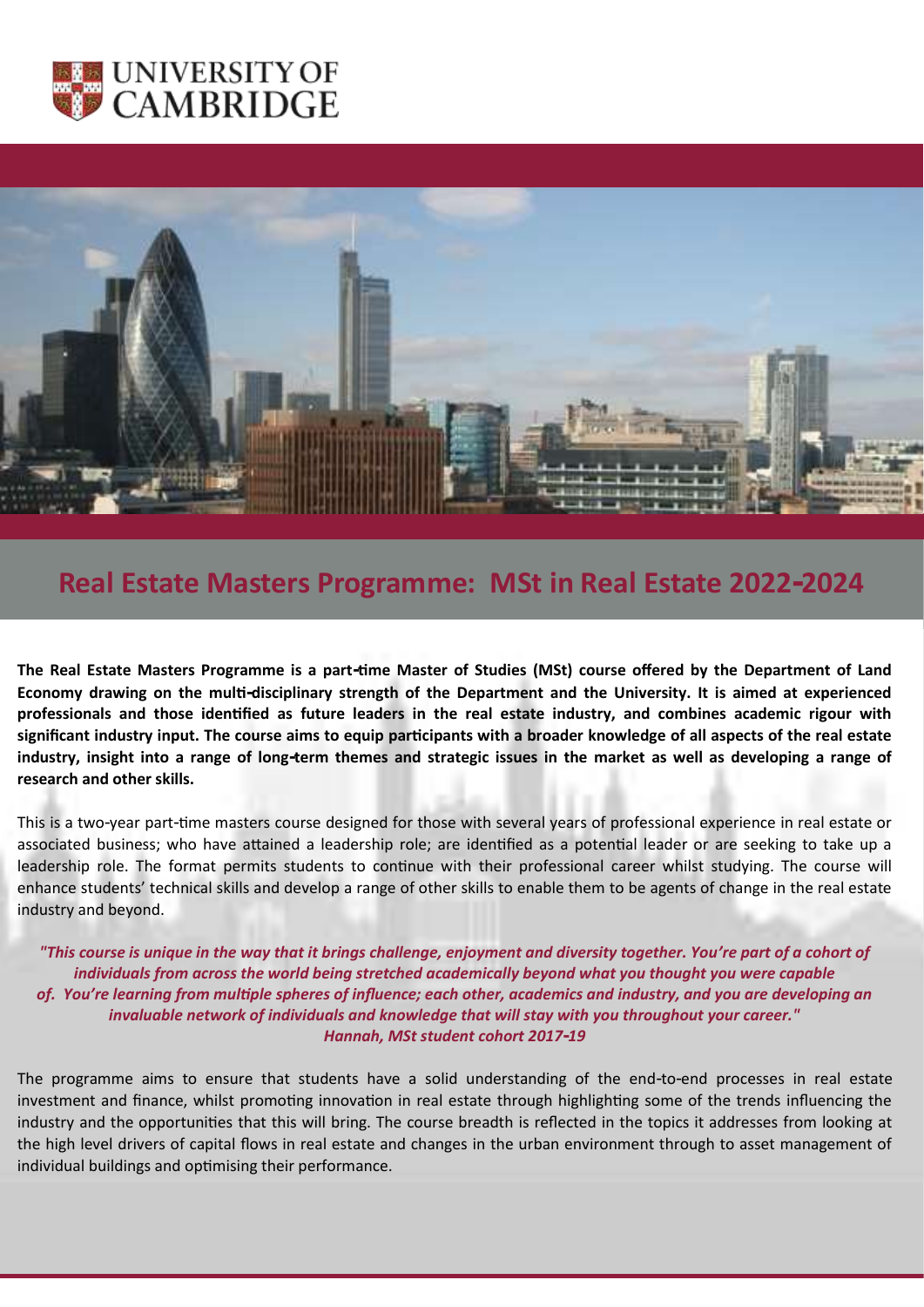UNIVERSITY OF CAMBRIDGE

# Real Estate Masters Programme: MSt in Real Estate 2022-2024

**The Real Estate Masters Programme is a part-time Master of Studies (MSt) course offered by the Department of Land Economy drawing on the multi-disciplinary strength of the Department and the University. It is aimed at experienced professionals and those identified as future leaders in the real estate industry, and combines academic rigour with significant industry input. The course aims to equip participants with a broader knowledge of all aspects of the real estate industry, insight into a range of long-term themes and strategic issues in the market as well as developing a range of research and other skills.**

This is a two-year part-time masters course designed for those with several years of professional experience in real estate or associated business; who have attained a leadership role; are identified as a potential leader or are seeking to take up a leadership role. The format permits students to continue with their professional career whilst studying. The course will enhance students' technical skills and develop a range of other skills to enable them to be agents of change in the real estate industry and beyond.

***"This course is unique in the way that it brings challenge, enjoyment and diversity together. You're part of a cohort of individuals from across the world being stretched academically beyond what you thought you were capable of. You're learning from multiple spheres of influence; each other, academics and industry, and you are developing an invaluable network of individuals and knowledge that will stay with you throughout your career."***
***Hannah, MSt student cohort 2017-19***

The programme aims to ensure that students have a solid understanding of the end-to-end processes in real estate investment and finance, whilst promoting innovation in real estate through highlighting some of the trends influencing the industry and the opportunities that this will bring. The course breadth is reflected in the topics it addresses from looking at the high level drivers of capital flows in real estate and changes in the urban environment through to asset management of individual buildings and optimising their performance.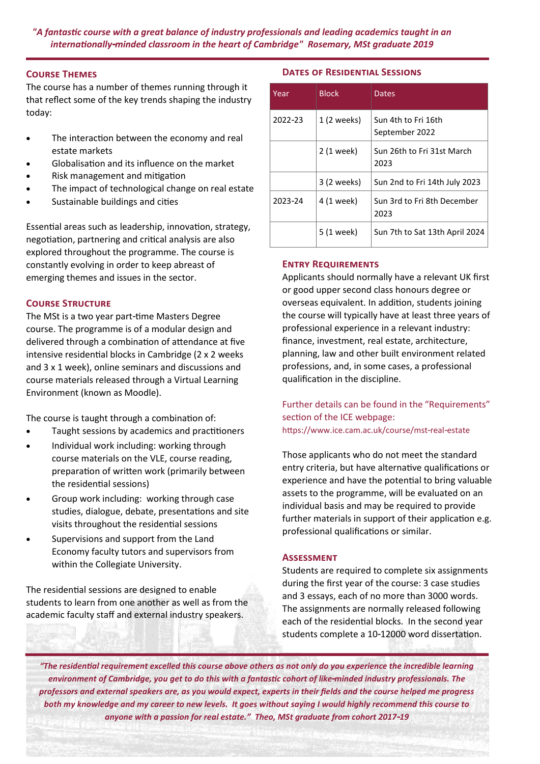*"A fantastic course with a great balance of industry professionals and leading academics taught in an internationally-minded classroom in the heart of Cambridge"  Rosemary, MSt graduate 2019*

## Course Themes

The course has a number of themes running through it that reflect some of the key trends shaping the industry today:

- The interaction between the economy and real estate markets
- Globalisation and its influence on the market
- Risk management and mitigation
- The impact of technological change on real estate
- Sustainable buildings and cities

Essential areas such as leadership, innovation, strategy, negotiation, partnering and critical analysis are also explored throughout the programme. The course is constantly evolving in order to keep abreast of emerging themes and issues in the sector.

## Course Structure

The MSt is a two year part-time Masters Degree course. The programme is of a modular design and delivered through a combination of attendance at five intensive residential blocks in Cambridge (2 x 2 weeks and 3 x 1 week), online seminars and discussions and course materials released through a Virtual Learning Environment (known as Moodle).

The course is taught through a combination of:

- Taught sessions by academics and practitioners
- Individual work including: working through course materials on the VLE, course reading, preparation of written work (primarily between the residential sessions)
- Group work including: working through case studies, dialogue, debate, presentations and site visits throughout the residential sessions
- Supervisions and support from the Land Economy faculty tutors and supervisors from within the Collegiate University.

The residential sessions are designed to enable students to learn from one another as well as from the academic faculty staff and external industry speakers.

## Dates of Residential Sessions

| Year | Block | Dates |
|---|---|---|
| 2022-23 | 1 (2 weeks) | Sun 4th to Fri 16th September 2022 |
| | 2 (1 week) | Sun 26th to Fri 31st March 2023 |
| | 3 (2 weeks) | Sun 2nd to Fri 14th July 2023 |
| 2023-24 | 4 (1 week) | Sun 3rd to Fri 8th December 2023 |
| | 5 (1 week) | Sun 7th to Sat 13th April 2024 |

## Entry Requirements

Applicants should normally have a relevant UK first or good upper second class honours degree or overseas equivalent. In addition, students joining the course will typically have at least three years of professional experience in a relevant industry: finance, investment, real estate, architecture, planning, law and other built environment related professions, and, in some cases, a professional qualification in the discipline.

Further details can be found in the "Requirements" section of the ICE webpage:
https://www.ice.cam.ac.uk/course/mst-real-estate

Those applicants who do not meet the standard entry criteria, but have alternative qualifications or experience and have the potential to bring valuable assets to the programme, will be evaluated on an individual basis and may be required to provide further materials in support of their application e.g. professional qualifications or similar.

## Assessment

Students are required to complete six assignments during the first year of the course: 3 case studies and 3 essays, each of no more than 3000 words. The assignments are normally released following each of the residential blocks. In the second year students complete a 10-12000 word dissertation.

*"The residential requirement excelled this course above others as not only do you experience the incredible learning environment of Cambridge, you get to do this with a fantastic cohort of like-minded industry professionals. The professors and external speakers are, as you would expect, experts in their fields and the course helped me progress both my knowledge and my career to new levels.  It goes without saying I would highly recommend this course to anyone with a passion for real estate."  Theo, MSt graduate from cohort 2017-19*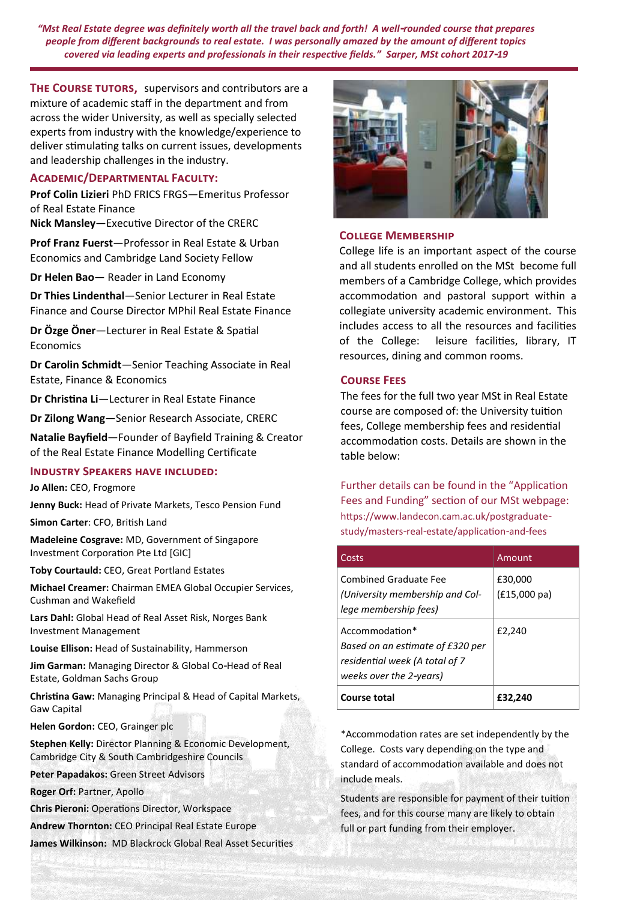*"Mst Real Estate degree was definitely worth all the travel back and forth! A well-rounded course that prepares people from different backgrounds to real estate. I was personally amazed by the amount of different topics covered via leading experts and professionals in their respective fields." Sarper, MSt cohort 2017-19*

**THE COURSE TUTORS,** supervisors and contributors are a mixture of academic staff in the department and from across the wider University, as well as specially selected experts from industry with the knowledge/experience to deliver stimulating talks on current issues, developments and leadership challenges in the industry.

### ACADEMIC/DEPARTMENTAL FACULTY:

**Prof Colin Lizieri** PhD FRICS FRGS—Emeritus Professor of Real Estate Finance

**Nick Mansley**—Executive Director of the CRERC

**Prof Franz Fuerst**—Professor in Real Estate & Urban Economics and Cambridge Land Society Fellow

**Dr Helen Bao**— Reader in Land Economy

**Dr Thies Lindenthal**—Senior Lecturer in Real Estate Finance and Course Director MPhil Real Estate Finance

**Dr Özge Öner**—Lecturer in Real Estate & Spatial Economics

**Dr Carolin Schmidt**—Senior Teaching Associate in Real Estate, Finance & Economics

**Dr Christina Li**—Lecturer in Real Estate Finance

**Dr Zilong Wang**—Senior Research Associate, CRERC

**Natalie Bayfield**—Founder of Bayfield Training & Creator of the Real Estate Finance Modelling Certificate

### INDUSTRY SPEAKERS HAVE INCLUDED:

**Jo Allen:** CEO, Frogmore

**Jenny Buck:** Head of Private Markets, Tesco Pension Fund

**Simon Carter**: CFO, British Land

**Madeleine Cosgrave:** MD, Government of Singapore Investment Corporation Pte Ltd [GIC]

**Toby Courtauld:** CEO, Great Portland Estates

**Michael Creamer:** Chairman EMEA Global Occupier Services, Cushman and Wakefield

**Lars Dahl:** Global Head of Real Asset Risk, Norges Bank Investment Management

**Louise Ellison:** Head of Sustainability, Hammerson

**Jim Garman:** Managing Director & Global Co-Head of Real Estate, Goldman Sachs Group

**Christina Gaw:** Managing Principal & Head of Capital Markets, Gaw Capital

**Helen Gordon:** CEO, Grainger plc

**Stephen Kelly:** Director Planning & Economic Development, Cambridge City & South Cambridgeshire Councils

**Peter Papadakos:** Green Street Advisors

**Roger Orf:** Partner, Apollo

**Chris Pieroni:** Operations Director, Workspace

**Andrew Thornton:** CEO Principal Real Estate Europe

**James Wilkinson:** MD Blackrock Global Real Asset Securities

### COLLEGE MEMBERSHIP

College life is an important aspect of the course and all students enrolled on the MSt become full members of a Cambridge College, which provides accommodation and pastoral support within a collegiate university academic environment. This includes access to all the resources and facilities of the College: leisure facilities, library, IT resources, dining and common rooms.

### COURSE FEES

The fees for the full two year MSt in Real Estate course are composed of: the University tuition fees, College membership fees and residential accommodation costs. Details are shown in the table below:

Further details can be found in the "Application Fees and Funding" section of our MSt webpage: https://www.landecon.cam.ac.uk/postgraduate-study/masters-real-estate/application-and-fees

| Costs | Amount |
|---|---|
| Combined Graduate Fee *(University membership and College membership fees)* | £30,000 (£15,000 pa) |
| Accommodation* *Based on an estimate of £320 per residential week (A total of 7 weeks over the 2-years)* | £2,240 |
| **Course total** | **£32,240** |

*Accommodation rates are set independently by the College. Costs vary depending on the type and standard of accommodation available and does not include meals.

Students are responsible for payment of their tuition fees, and for this course many are likely to obtain full or part funding from their employer.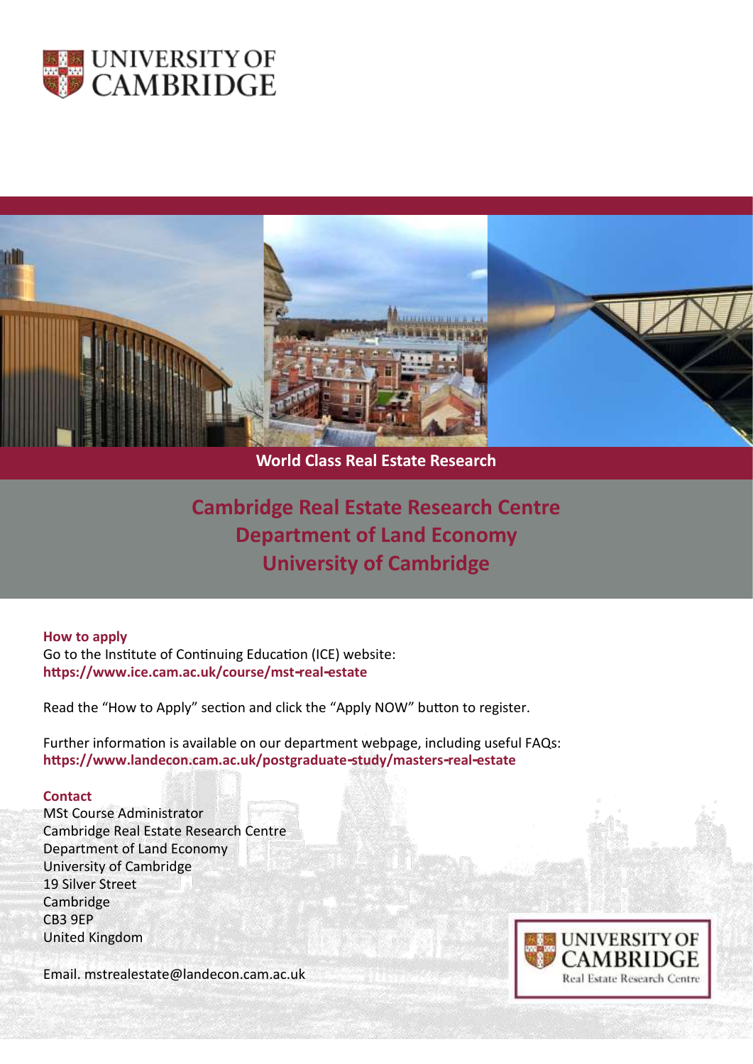UNIVERSITY OF CAMBRIDGE

**World Class Real Estate Research**

## Cambridge Real Estate Research Centre
## Department of Land Economy
## University of Cambridge

### How to apply

Go to the Institute of Continuing Education (ICE) website:
**https://www.ice.cam.ac.uk/course/mst-real-estate**

Read the “How to Apply” section and click the “Apply NOW” button to register.

Further information is available on our department webpage, including useful FAQs:
**https://www.landecon.cam.ac.uk/postgraduate-study/masters-real-estate**

### Contact

MSt Course Administrator
Cambridge Real Estate Research Centre
Department of Land Economy
University of Cambridge
19 Silver Street
Cambridge
CB3 9EP
United Kingdom

Email. mstrealestate@landecon.cam.ac.uk

UNIVERSITY OF CAMBRIDGE
Real Estate Research Centre